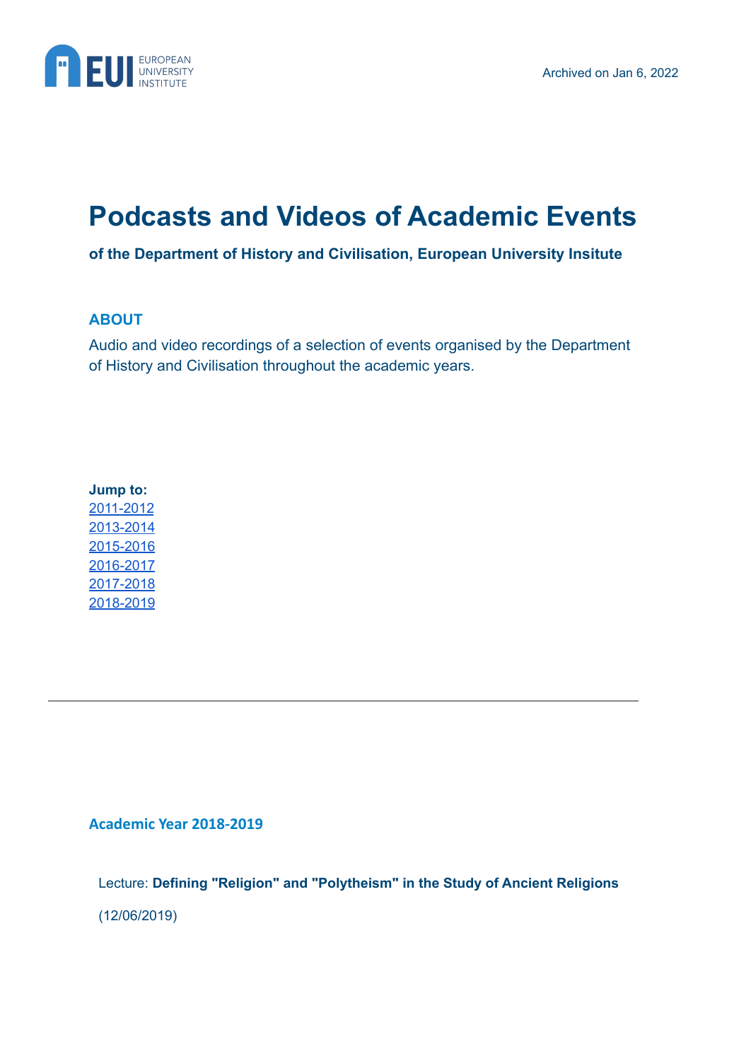Archived on Jan 6, 2022

# Podcasts and Videos of Academic Events

**of the Department of History and Civilisation, European University Insitute**

### ABOUT

Audio and video recordings of a selection of events organised by the Department of History and Civilisation throughout the academic years.

**Jump to:**
2011-2012
2013-2014
2015-2016
2016-2017
2017-2018
2018-2019

---

### Academic Year 2018-2019

Lecture: **Defining "Religion" and "Polytheism" in the Study of Ancient Religions**

(12/06/2019)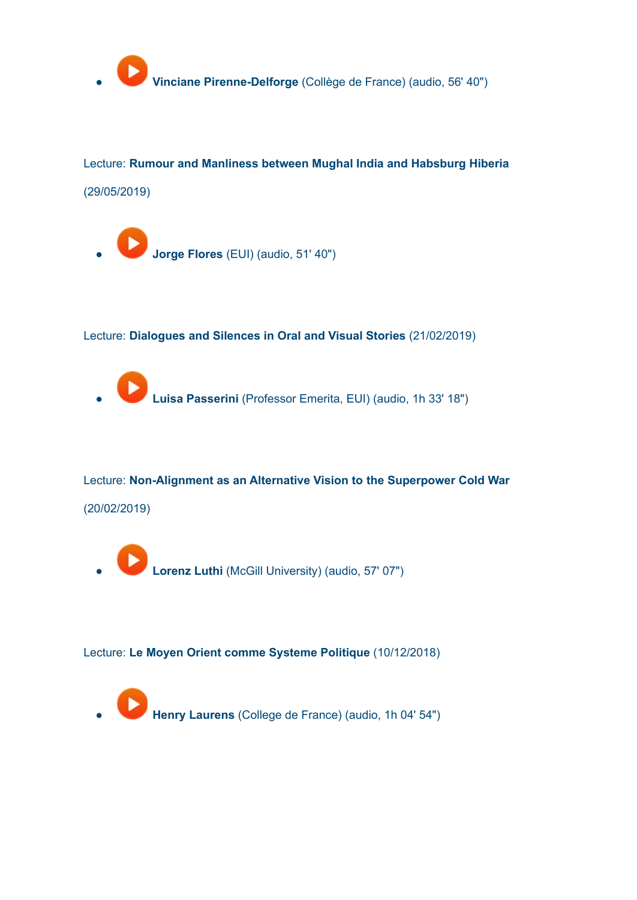- **Vinciane Pirenne-Delforge** (Collège de France) (audio, 56' 40")

Lecture: **Rumour and Manliness between Mughal India and Habsburg Hiberia** (29/05/2019)

- **Jorge Flores** (EUI) (audio, 51' 40")

Lecture: **Dialogues and Silences in Oral and Visual Stories** (21/02/2019)

- **Luisa Passerini** (Professor Emerita, EUI) (audio, 1h 33' 18")

Lecture: **Non-Alignment as an Alternative Vision to the Superpower Cold War** (20/02/2019)

- **Lorenz Luthi** (McGill University) (audio, 57' 07")

Lecture: **Le Moyen Orient comme Systeme Politique** (10/12/2018)

- **Henry Laurens** (College de France) (audio, 1h 04' 54")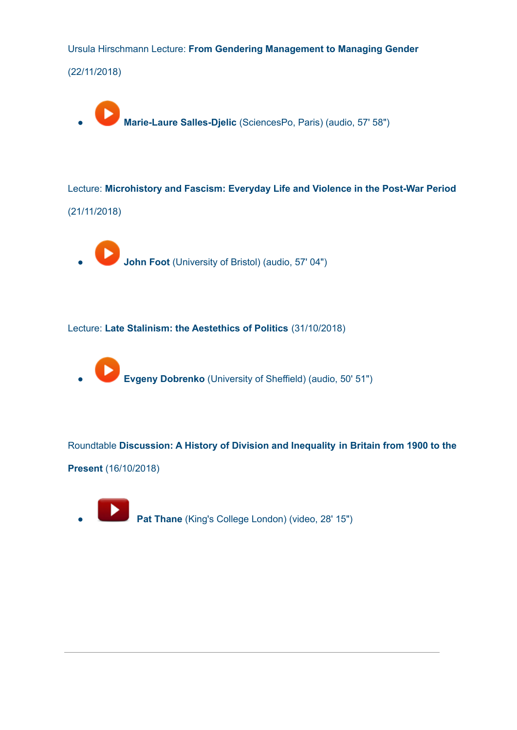Ursula Hirschmann Lecture: **From Gendering Management to Managing Gender**

(22/11/2018)

- **Marie-Laure Salles-Djelic** (SciencesPo, Paris) (audio, 57' 58")

Lecture: **Microhistory and Fascism: Everyday Life and Violence in the Post-War Period**

(21/11/2018)

- **John Foot** (University of Bristol) (audio, 57' 04")

Lecture: **Late Stalinism: the Aestethics of Politics** (31/10/2018)

- **Evgeny Dobrenko** (University of Sheffield) (audio, 50' 51")

Roundtable **Discussion: A History of Division and Inequality in Britain from 1900 to the Present** (16/10/2018)

- **Pat Thane** (King's College London) (video, 28' 15")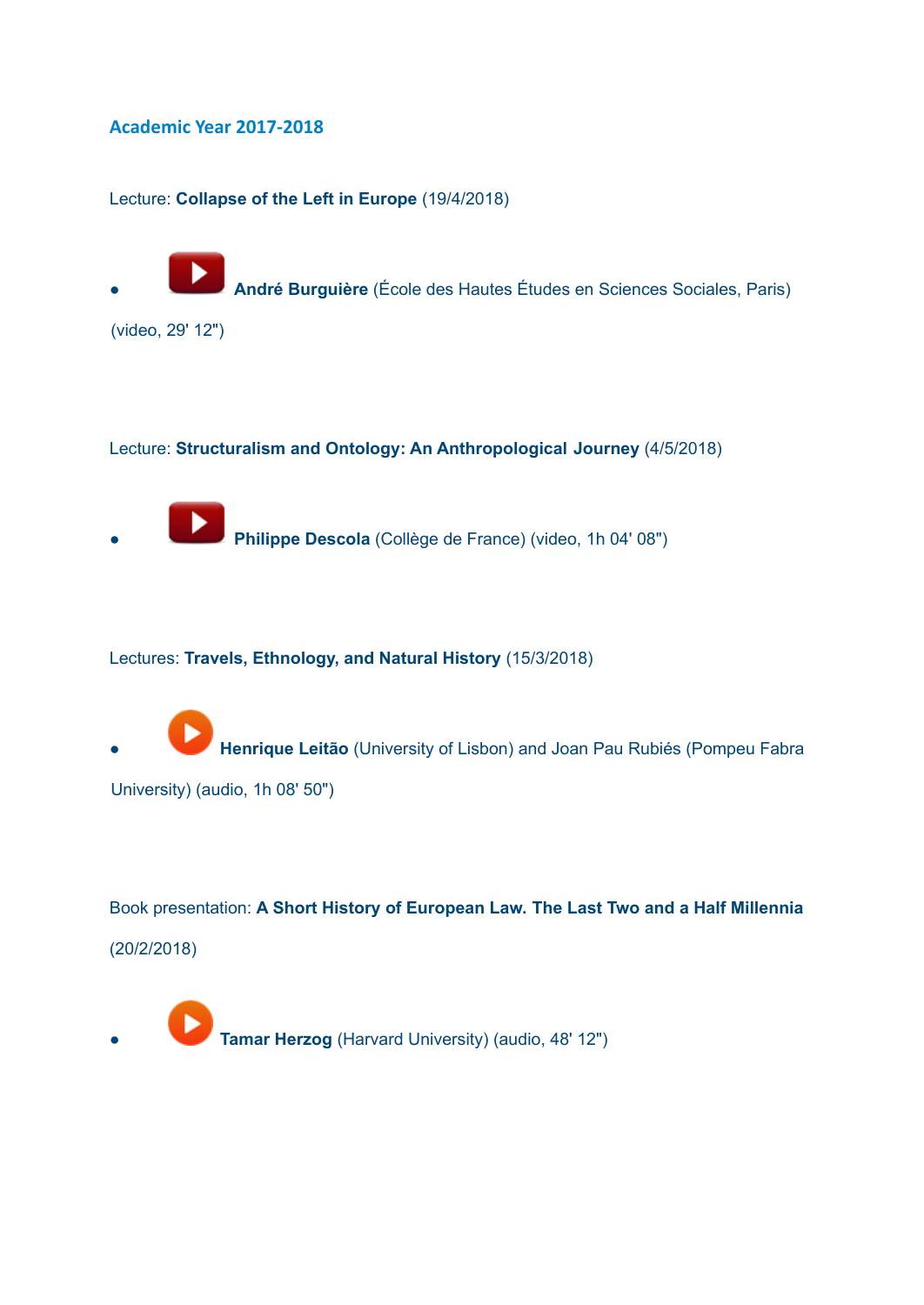## Academic Year 2017-2018

Lecture: **Collapse of the Left in Europe** (19/4/2018)

- **André Burguière** (École des Hautes Études en Sciences Sociales, Paris) (video, 29' 12")

Lecture: **Structuralism and Ontology: An Anthropological Journey** (4/5/2018)

- **Philippe Descola** (Collège de France) (video, 1h 04' 08")

Lectures: **Travels, Ethnology, and Natural History** (15/3/2018)

- **Henrique Leitão** (University of Lisbon) and Joan Pau Rubiés (Pompeu Fabra University) (audio, 1h 08' 50")

Book presentation: **A Short History of European Law. The Last Two and a Half Millennia** (20/2/2018)

- **Tamar Herzog** (Harvard University) (audio, 48' 12")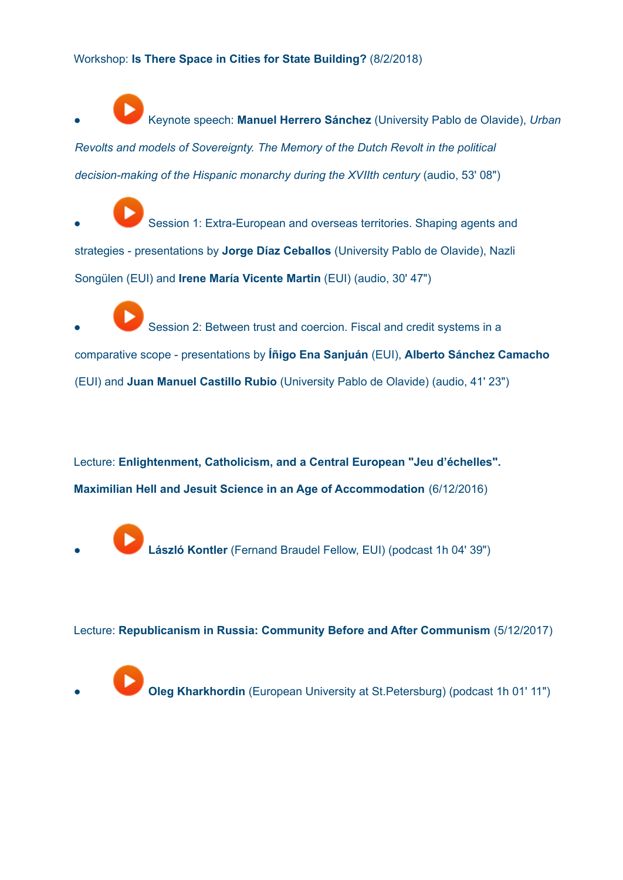Workshop: **Is There Space in Cities for State Building?** (8/2/2018)

- Keynote speech: **Manuel Herrero Sánchez** (University Pablo de Olavide), *Urban Revolts and models of Sovereignty. The Memory of the Dutch Revolt in the political decision-making of the Hispanic monarchy during the XVIIth century* (audio, 53' 08")
- Session 1: Extra-European and overseas territories. Shaping agents and strategies - presentations by **Jorge Díaz Ceballos** (University Pablo de Olavide), Nazli Songülen (EUI) and **Irene María Vicente Martin** (EUI) (audio, 30' 47")
- Session 2: Between trust and coercion. Fiscal and credit systems in a comparative scope - presentations by **Íñigo Ena Sanjuán** (EUI), **Alberto Sánchez Camacho** (EUI) and **Juan Manuel Castillo Rubio** (University Pablo de Olavide) (audio, 41' 23")

Lecture: **Enlightenment, Catholicism, and a Central European "Jeu d'échelles". Maximilian Hell and Jesuit Science in an Age of Accommodation** (6/12/2016)

- **László Kontler** (Fernand Braudel Fellow, EUI) (podcast 1h 04' 39")

Lecture: **Republicanism in Russia: Community Before and After Communism** (5/12/2017)

- **Oleg Kharkhordin** (European University at St.Petersburg) (podcast 1h 01' 11")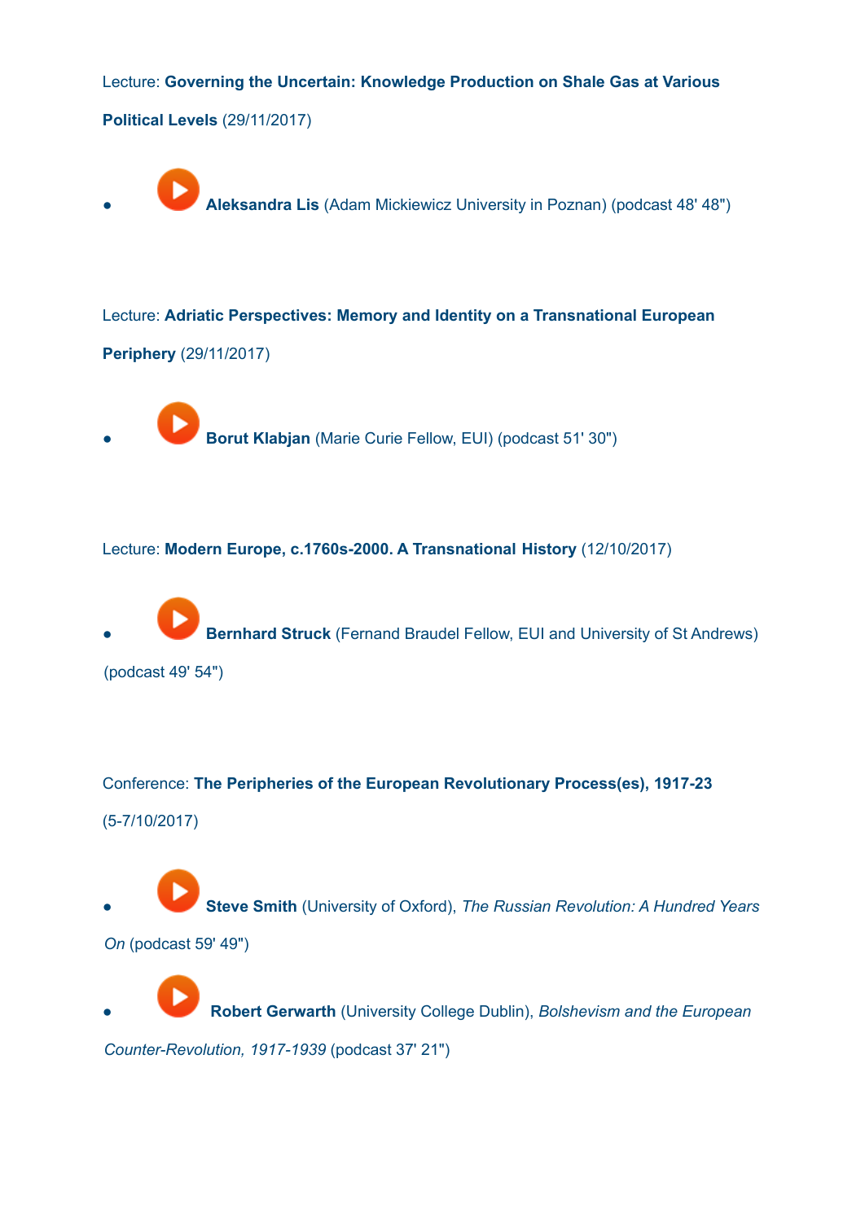Lecture: **Governing the Uncertain: Knowledge Production on Shale Gas at Various Political Levels** (29/11/2017)

- **Aleksandra Lis** (Adam Mickiewicz University in Poznan) (podcast 48' 48")

Lecture: **Adriatic Perspectives: Memory and Identity on a Transnational European Periphery** (29/11/2017)

- **Borut Klabjan** (Marie Curie Fellow, EUI) (podcast 51' 30")

Lecture: **Modern Europe, c.1760s-2000. A Transnational History** (12/10/2017)

- **Bernhard Struck** (Fernand Braudel Fellow, EUI and University of St Andrews) (podcast 49' 54")

Conference: **The Peripheries of the European Revolutionary Process(es), 1917-23** (5-7/10/2017)

- **Steve Smith** (University of Oxford), *The Russian Revolution: A Hundred Years On* (podcast 59' 49")
- **Robert Gerwarth** (University College Dublin), *Bolshevism and the European Counter-Revolution, 1917-1939* (podcast 37' 21")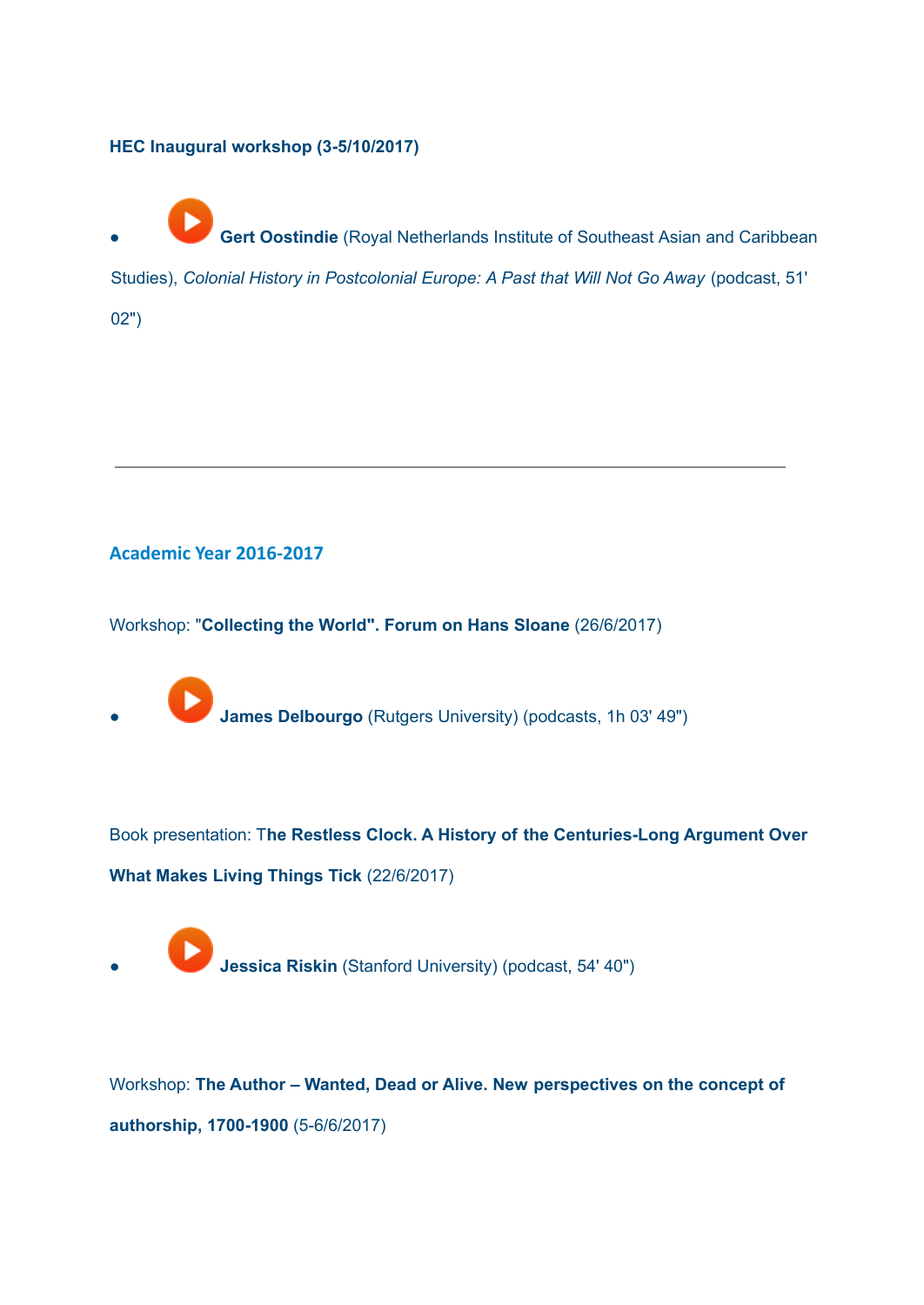**HEC Inaugural workshop (3-5/10/2017)**

- **Gert Oostindie** (Royal Netherlands Institute of Southeast Asian and Caribbean Studies), *Colonial History in Postcolonial Europe: A Past that Will Not Go Away* (podcast, 51' 02")

---

## Academic Year 2016-2017

Workshop: "**Collecting the World". Forum on Hans Sloane** (26/6/2017)

- **James Delbourgo** (Rutgers University) (podcasts, 1h 03' 49")

Book presentation: T**he Restless Clock. A History of the Centuries-Long Argument Over What Makes Living Things Tick** (22/6/2017)

- **Jessica Riskin** (Stanford University) (podcast, 54' 40")

Workshop: **The Author – Wanted, Dead or Alive. New perspectives on the concept of authorship, 1700-1900** (5-6/6/2017)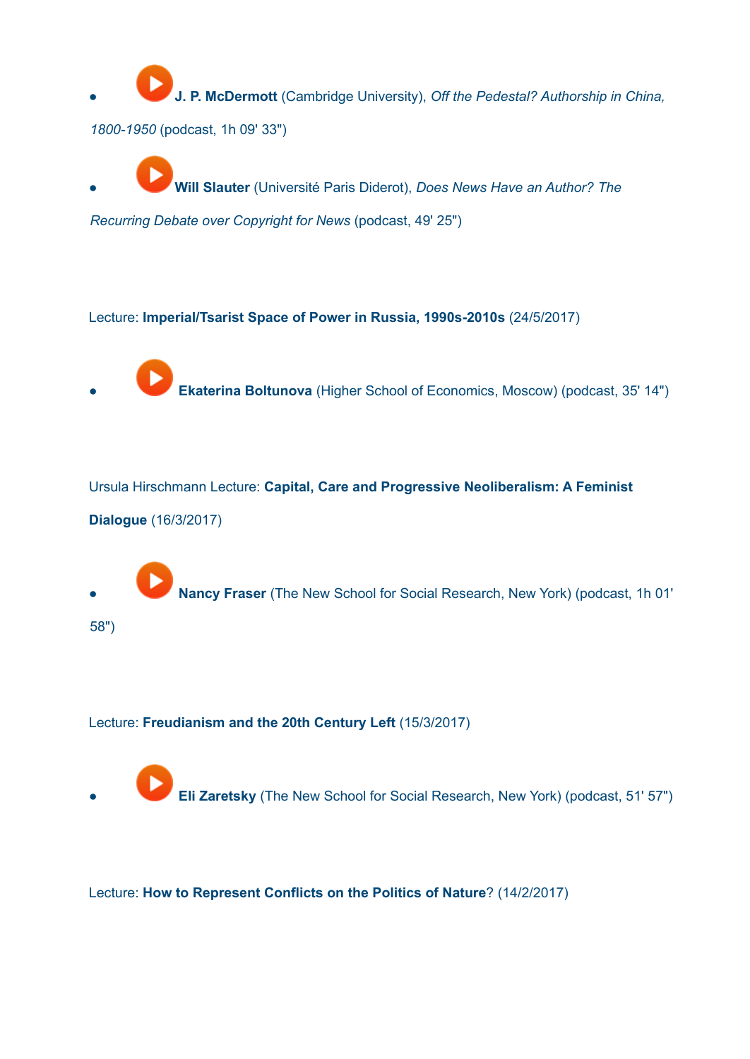- **J. P. McDermott** (Cambridge University), *Off the Pedestal? Authorship in China, 1800-1950* (podcast, 1h 09' 33")
- **Will Slauter** (Université Paris Diderot), *Does News Have an Author? The Recurring Debate over Copyright for News* (podcast, 49' 25")

Lecture: **Imperial/Tsarist Space of Power in Russia, 1990s-2010s** (24/5/2017)

- **Ekaterina Boltunova** (Higher School of Economics, Moscow) (podcast, 35' 14")

Ursula Hirschmann Lecture: **Capital, Care and Progressive Neoliberalism: A Feminist Dialogue** (16/3/2017)

- **Nancy Fraser** (The New School for Social Research, New York) (podcast, 1h 01' 58")

Lecture: **Freudianism and the 20th Century Left** (15/3/2017)

- **Eli Zaretsky** (The New School for Social Research, New York) (podcast, 51' 57")

Lecture: **How to Represent Conflicts on the Politics of Nature**? (14/2/2017)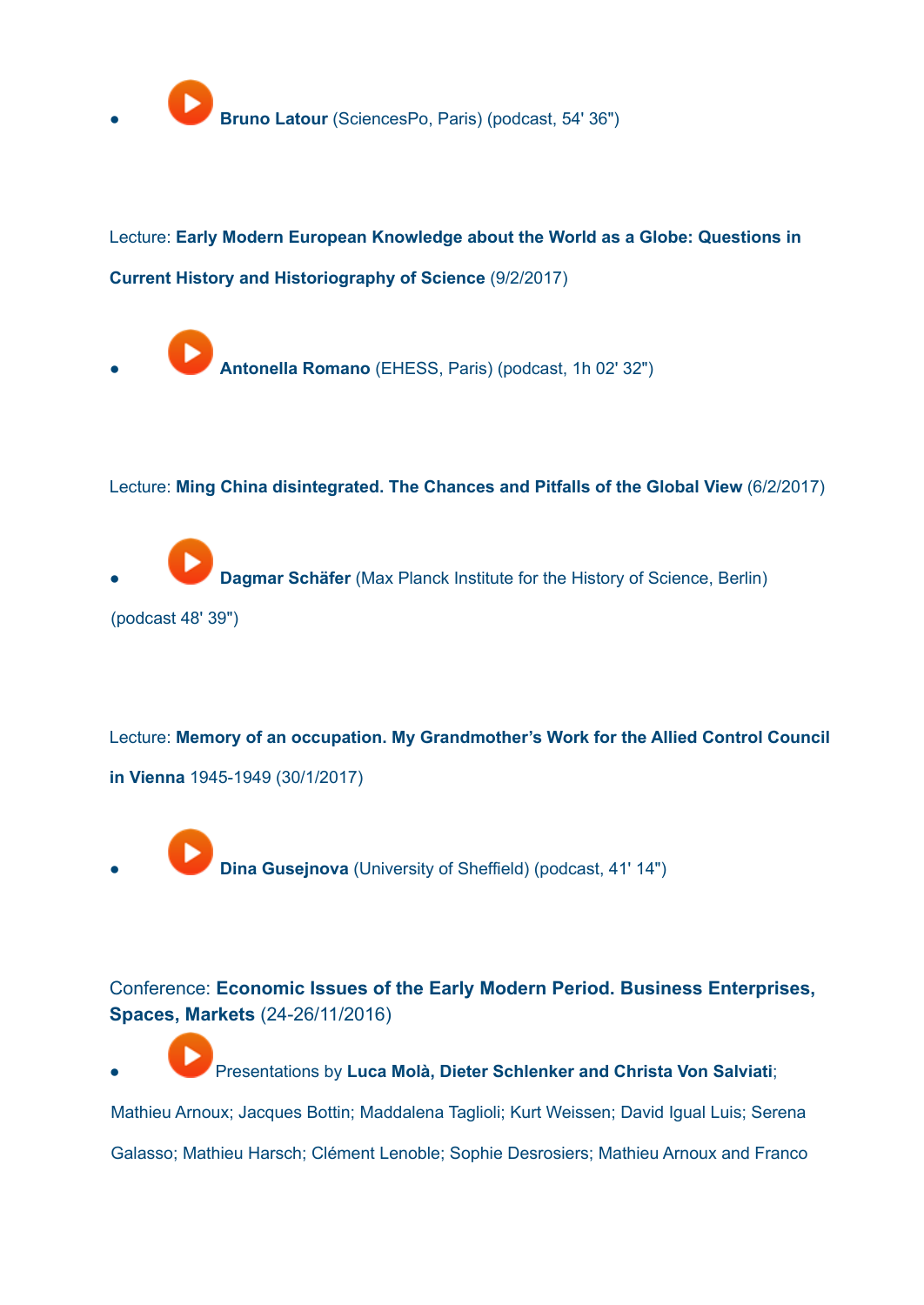- **Bruno Latour** (SciencesPo, Paris) (podcast, 54' 36")

Lecture: **Early Modern European Knowledge about the World as a Globe: Questions in Current History and Historiography of Science** (9/2/2017)

- **Antonella Romano** (EHESS, Paris) (podcast, 1h 02' 32")

Lecture: **Ming China disintegrated. The Chances and Pitfalls of the Global View** (6/2/2017)

- **Dagmar Schäfer** (Max Planck Institute for the History of Science, Berlin) (podcast 48' 39")

Lecture: **Memory of an occupation. My Grandmother's Work for the Allied Control Council in Vienna** 1945-1949 (30/1/2017)

- **Dina Gusejnova** (University of Sheffield) (podcast, 41' 14")

Conference: **Economic Issues of the Early Modern Period. Business Enterprises, Spaces, Markets** (24-26/11/2016)

- Presentations by **Luca Molà, Dieter Schlenker and Christa Von Salviati**; Mathieu Arnoux; Jacques Bottin; Maddalena Taglioli; Kurt Weissen; David Igual Luis; Serena Galasso; Mathieu Harsch; Clément Lenoble; Sophie Desrosiers; Mathieu Arnoux and Franco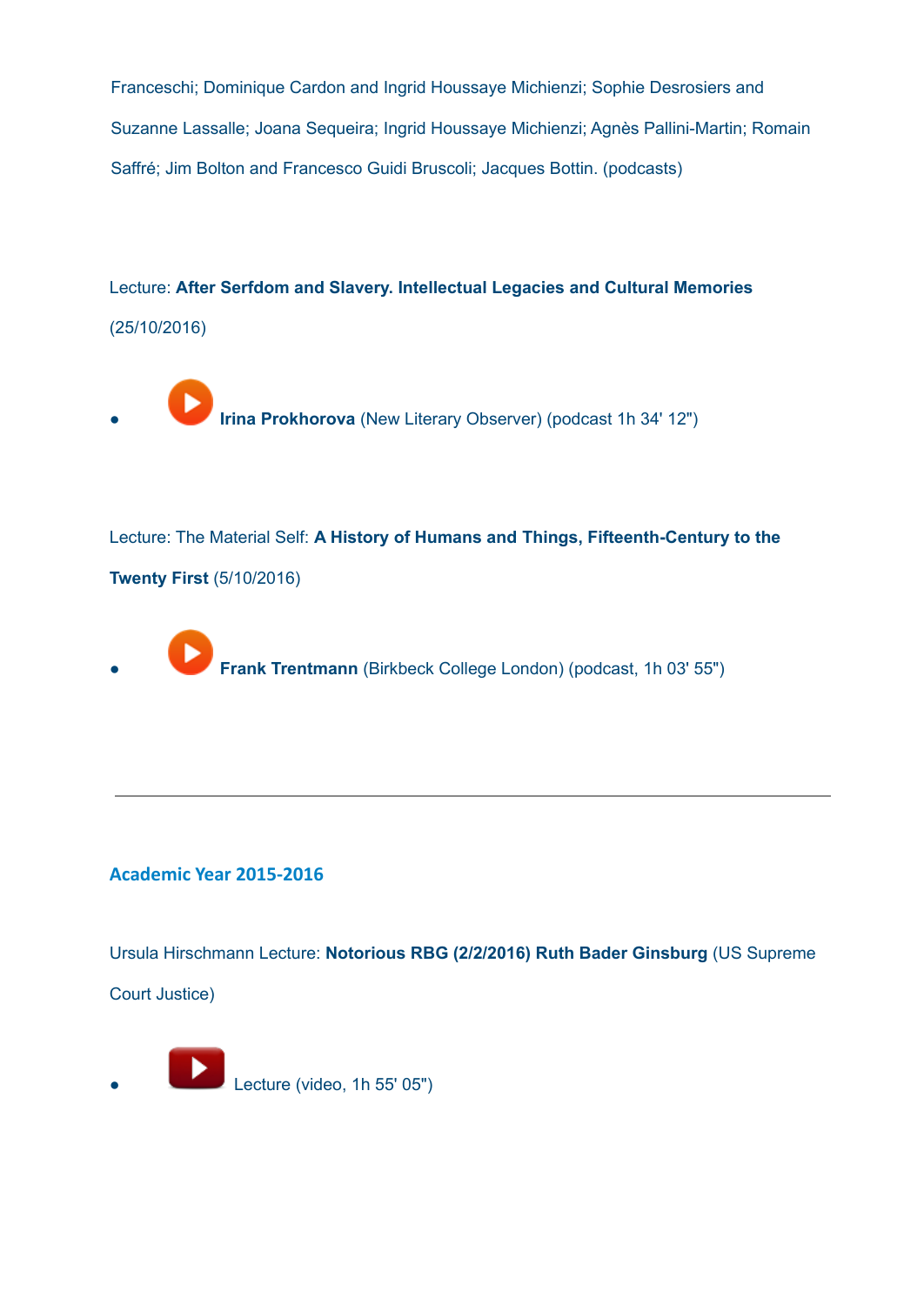Franceschi; Dominique Cardon and Ingrid Houssaye Michienzi; Sophie Desrosiers and Suzanne Lassalle; Joana Sequeira; Ingrid Houssaye Michienzi; Agnès Pallini-Martin; Romain Saffré; Jim Bolton and Francesco Guidi Bruscoli; Jacques Bottin. (podcasts)

Lecture: **After Serfdom and Slavery. Intellectual Legacies and Cultural Memories** (25/10/2016)

- **Irina Prokhorova** (New Literary Observer) (podcast 1h 34' 12")

Lecture: The Material Self: **A History of Humans and Things, Fifteenth-Century to the Twenty First** (5/10/2016)

- **Frank Trentmann** (Birkbeck College London) (podcast, 1h 03' 55")

---

### Academic Year 2015-2016

Ursula Hirschmann Lecture: **Notorious RBG (2/2/2016) Ruth Bader Ginsburg** (US Supreme Court Justice)

- Lecture (video, 1h 55' 05")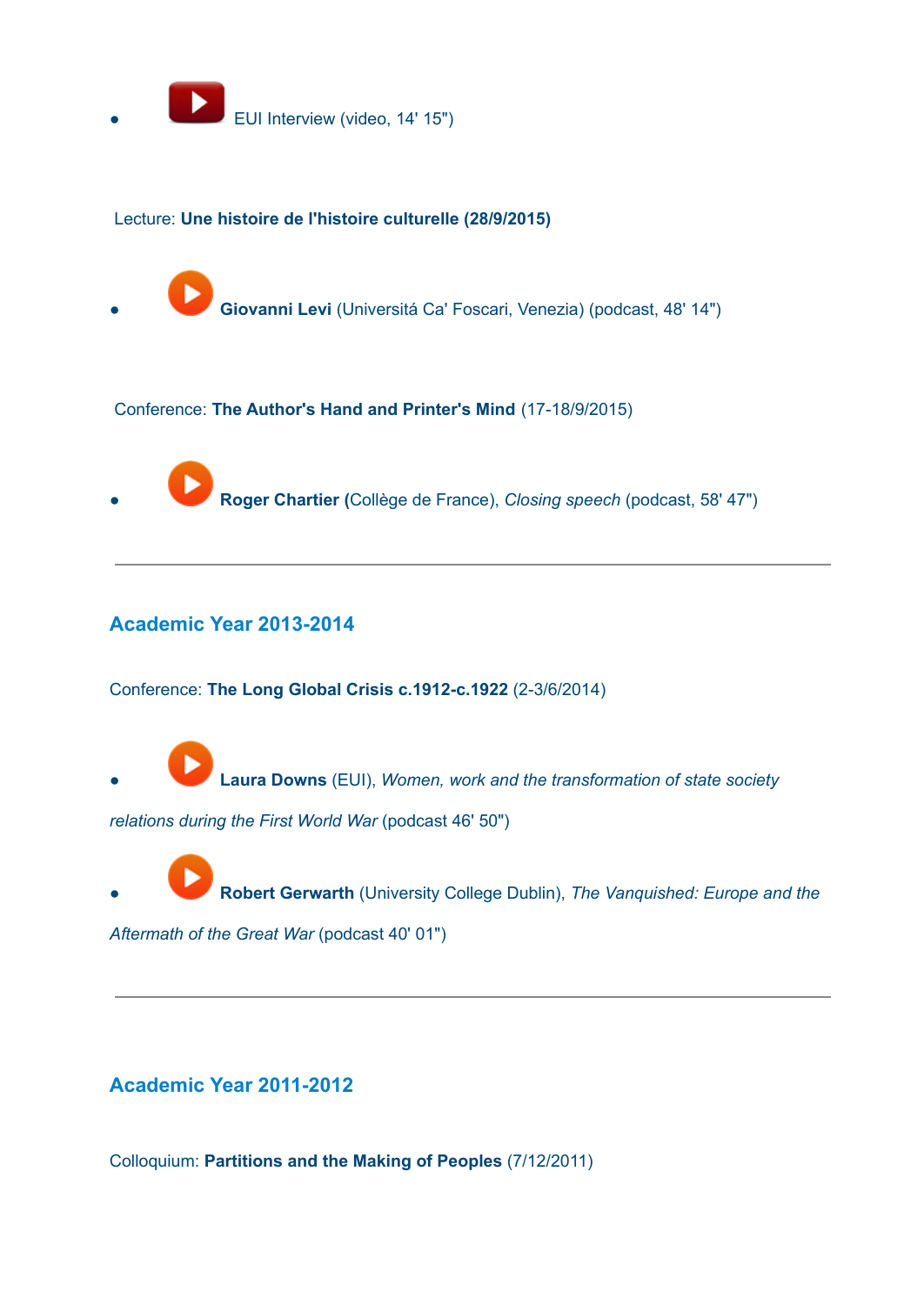- EUI Interview (video, 14' 15")

Lecture: **Une histoire de l'histoire culturelle (28/9/2015)**

- **Giovanni Levi** (Universitá Ca' Foscari, Venezia) (podcast, 48' 14")

Conference: **The Author's Hand and Printer's Mind** (17-18/9/2015)

- **Roger Chartier (**Collège de France), *Closing speech* (podcast, 58' 47")

---

## Academic Year 2013-2014

Conference: **The Long Global Crisis c.1912-c.1922** (2-3/6/2014)

- **Laura Downs** (EUI), *Women, work and the transformation of state society relations during the First World War* (podcast 46' 50")
- **Robert Gerwarth** (University College Dublin), *The Vanquished: Europe and the Aftermath of the Great War* (podcast 40' 01")

---

## Academic Year 2011-2012

Colloquium: **Partitions and the Making of Peoples** (7/12/2011)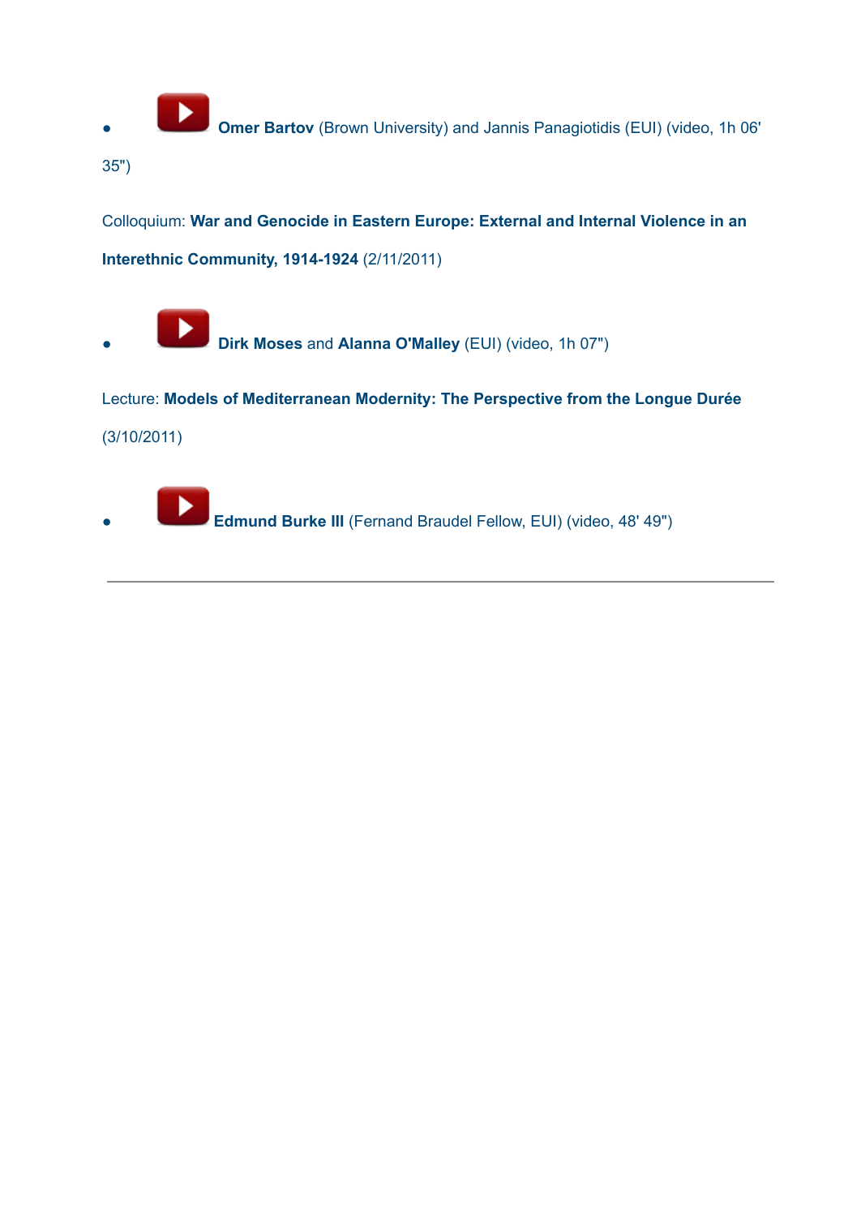- **Omer Bartov** (Brown University) and Jannis Panagiotidis (EUI) (video, 1h 06' 35")

Colloquium: **War and Genocide in Eastern Europe: External and Internal Violence in an Interethnic Community, 1914-1924** (2/11/2011)

- **Dirk Moses** and **Alanna O'Malley** (EUI) (video, 1h 07")

Lecture: **Models of Mediterranean Modernity: The Perspective from the Longue Durée** (3/10/2011)

- **Edmund Burke III** (Fernand Braudel Fellow, EUI) (video, 48' 49")

---